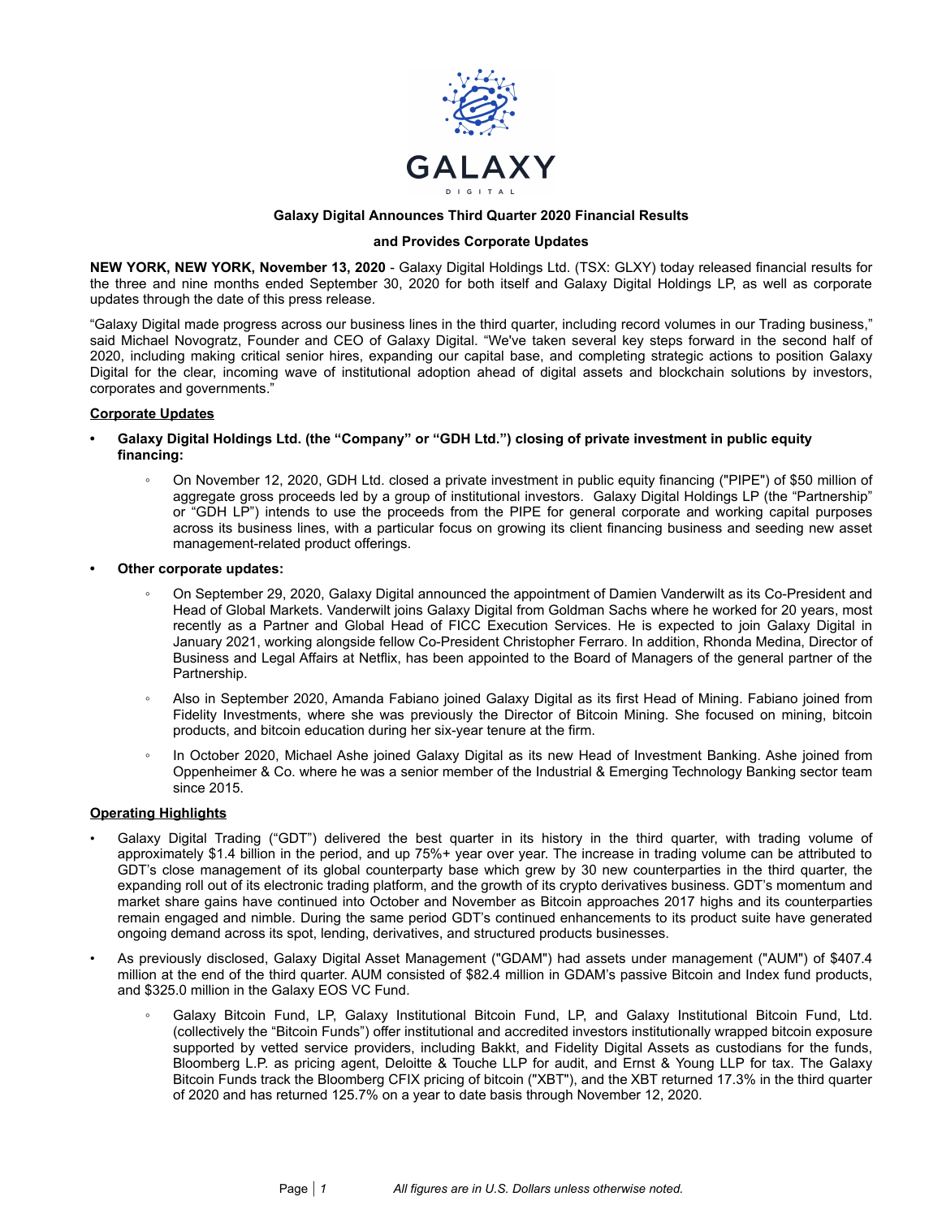# Galaxy Digital Announces Third Quarter 2020 Financial Results

## and Provides Corporate Updates

**NEW YORK, NEW YORK, November 13, 2020** - Galaxy Digital Holdings Ltd. (TSX: GLXY) today released financial results for the three and nine months ended September 30, 2020 for both itself and Galaxy Digital Holdings LP, as well as corporate updates through the date of this press release.

"Galaxy Digital made progress across our business lines in the third quarter, including record volumes in our Trading business," said Michael Novogratz, Founder and CEO of Galaxy Digital. "We've taken several key steps forward in the second half of 2020, including making critical senior hires, expanding our capital base, and completing strategic actions to position Galaxy Digital for the clear, incoming wave of institutional adoption ahead of digital assets and blockchain solutions by investors, corporates and governments."

**Corporate Updates**

- **Galaxy Digital Holdings Ltd. (the "Company" or "GDH Ltd.") closing of private investment in public equity financing:**
  - On November 12, 2020, GDH Ltd. closed a private investment in public equity financing ("PIPE") of $50 million of aggregate gross proceeds led by a group of institutional investors. Galaxy Digital Holdings LP (the "Partnership" or "GDH LP") intends to use the proceeds from the PIPE for general corporate and working capital purposes across its business lines, with a particular focus on growing its client financing business and seeding new asset management-related product offerings.
- **Other corporate updates:**
  - On September 29, 2020, Galaxy Digital announced the appointment of Damien Vanderwilt as its Co-President and Head of Global Markets. Vanderwilt joins Galaxy Digital from Goldman Sachs where he worked for 20 years, most recently as a Partner and Global Head of FICC Execution Services. He is expected to join Galaxy Digital in January 2021, working alongside fellow Co-President Christopher Ferraro. In addition, Rhonda Medina, Director of Business and Legal Affairs at Netflix, has been appointed to the Board of Managers of the general partner of the Partnership.
  - Also in September 2020, Amanda Fabiano joined Galaxy Digital as its first Head of Mining. Fabiano joined from Fidelity Investments, where she was previously the Director of Bitcoin Mining. She focused on mining, bitcoin products, and bitcoin education during her six-year tenure at the firm.
  - In October 2020, Michael Ashe joined Galaxy Digital as its new Head of Investment Banking. Ashe joined from Oppenheimer & Co. where he was a senior member of the Industrial & Emerging Technology Banking sector team since 2015.

**Operating Highlights**

- Galaxy Digital Trading ("GDT") delivered the best quarter in its history in the third quarter, with trading volume of approximately $1.4 billion in the period, and up 75%+ year over year. The increase in trading volume can be attributed to GDT's close management of its global counterparty base which grew by 30 new counterparties in the third quarter, the expanding roll out of its electronic trading platform, and the growth of its crypto derivatives business. GDT's momentum and market share gains have continued into October and November as Bitcoin approaches 2017 highs and its counterparties remain engaged and nimble. During the same period GDT's continued enhancements to its product suite have generated ongoing demand across its spot, lending, derivatives, and structured products businesses.
- As previously disclosed, Galaxy Digital Asset Management ("GDAM") had assets under management ("AUM") of $407.4 million at the end of the third quarter. AUM consisted of $82.4 million in GDAM's passive Bitcoin and Index fund products, and $325.0 million in the Galaxy EOS VC Fund.
  - Galaxy Bitcoin Fund, LP, Galaxy Institutional Bitcoin Fund, LP, and Galaxy Institutional Bitcoin Fund, Ltd. (collectively the "Bitcoin Funds") offer institutional and accredited investors institutionally wrapped bitcoin exposure supported by vetted service providers, including Bakkt, and Fidelity Digital Assets as custodians for the funds, Bloomberg L.P. as pricing agent, Deloitte & Touche LLP for audit, and Ernst & Young LLP for tax. The Galaxy Bitcoin Funds track the Bloomberg CFIX pricing of bitcoin ("XBT"), and the XBT returned 17.3% in the third quarter of 2020 and has returned 125.7% on a year to date basis through November 12, 2020.

*All figures are in U.S. Dollars unless otherwise noted.*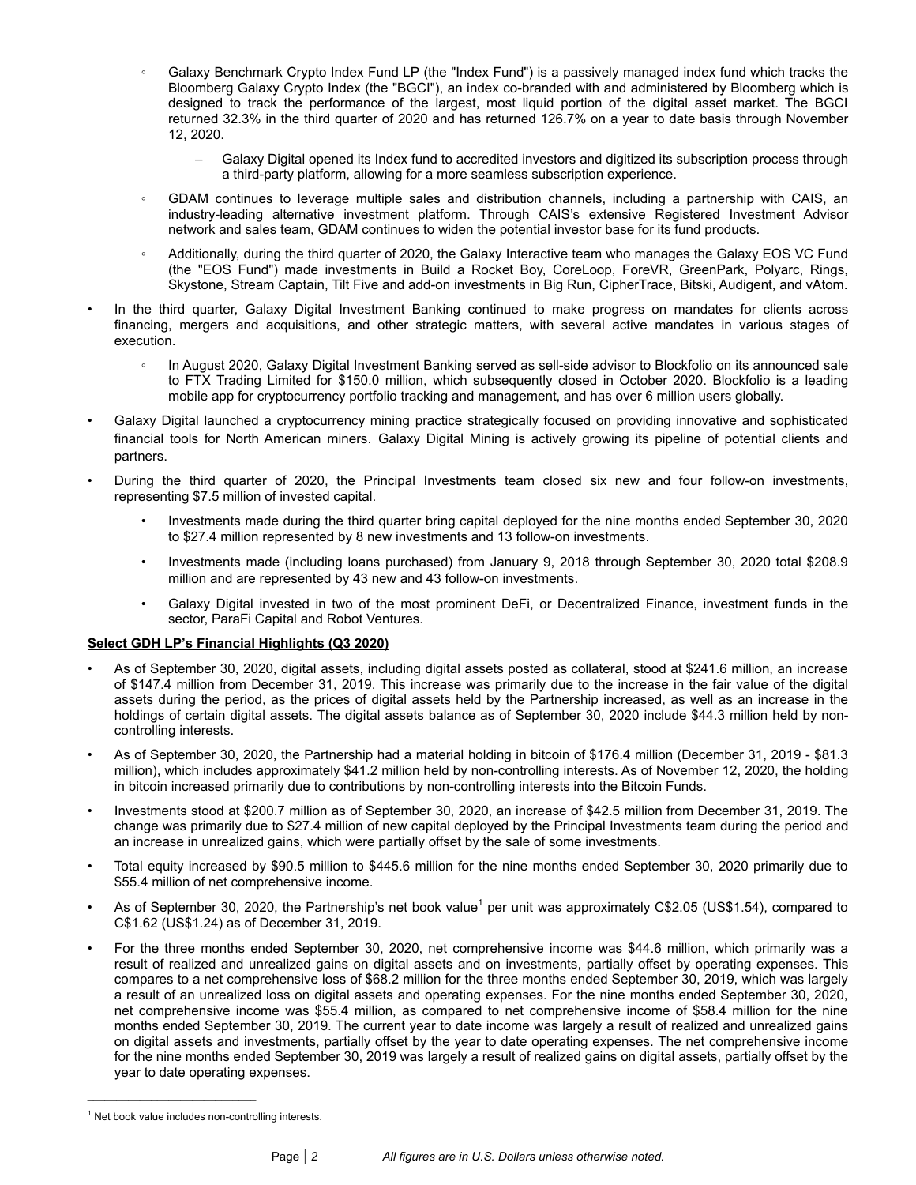- Galaxy Benchmark Crypto Index Fund LP (the "Index Fund") is a passively managed index fund which tracks the Bloomberg Galaxy Crypto Index (the "BGCI"), an index co-branded with and administered by Bloomberg which is designed to track the performance of the largest, most liquid portion of the digital asset market. The BGCI returned 32.3% in the third quarter of 2020 and has returned 126.7% on a year to date basis through November 12, 2020.
    - Galaxy Digital opened its Index fund to accredited investors and digitized its subscription process through a third-party platform, allowing for a more seamless subscription experience.
- GDAM continues to leverage multiple sales and distribution channels, including a partnership with CAIS, an industry-leading alternative investment platform. Through CAIS's extensive Registered Investment Advisor network and sales team, GDAM continues to widen the potential investor base for its fund products.
- Additionally, during the third quarter of 2020, the Galaxy Interactive team who manages the Galaxy EOS VC Fund (the "EOS Fund") made investments in Build a Rocket Boy, CoreLoop, ForeVR, GreenPark, Polyarc, Rings, Skystone, Stream Captain, Tilt Five and add-on investments in Big Run, CipherTrace, Bitski, Audigent, and vAtom.

- In the third quarter, Galaxy Digital Investment Banking continued to make progress on mandates for clients across financing, mergers and acquisitions, and other strategic matters, with several active mandates in various stages of execution.
    - In August 2020, Galaxy Digital Investment Banking served as sell-side advisor to Blockfolio on its announced sale to FTX Trading Limited for $150.0 million, which subsequently closed in October 2020. Blockfolio is a leading mobile app for cryptocurrency portfolio tracking and management, and has over 6 million users globally.
- Galaxy Digital launched a cryptocurrency mining practice strategically focused on providing innovative and sophisticated financial tools for North American miners. Galaxy Digital Mining is actively growing its pipeline of potential clients and partners.
- During the third quarter of 2020, the Principal Investments team closed six new and four follow-on investments, representing $7.5 million of invested capital.
    - Investments made during the third quarter bring capital deployed for the nine months ended September 30, 2020 to $27.4 million represented by 8 new investments and 13 follow-on investments.
    - Investments made (including loans purchased) from January 9, 2018 through September 30, 2020 total $208.9 million and are represented by 43 new and 43 follow-on investments.
    - Galaxy Digital invested in two of the most prominent DeFi, or Decentralized Finance, investment funds in the sector, ParaFi Capital and Robot Ventures.

**Select GDH LP's Financial Highlights (Q3 2020)**

- As of September 30, 2020, digital assets, including digital assets posted as collateral, stood at $241.6 million, an increase of $147.4 million from December 31, 2019. This increase was primarily due to the increase in the fair value of the digital assets during the period, as the prices of digital assets held by the Partnership increased, as well as an increase in the holdings of certain digital assets. The digital assets balance as of September 30, 2020 include $44.3 million held by non-controlling interests.
- As of September 30, 2020, the Partnership had a material holding in bitcoin of $176.4 million (December 31, 2019 - $81.3 million), which includes approximately $41.2 million held by non-controlling interests. As of November 12, 2020, the holding in bitcoin increased primarily due to contributions by non-controlling interests into the Bitcoin Funds.
- Investments stood at $200.7 million as of September 30, 2020, an increase of $42.5 million from December 31, 2019. The change was primarily due to $27.4 million of new capital deployed by the Principal Investments team during the period and an increase in unrealized gains, which were partially offset by the sale of some investments.
- Total equity increased by $90.5 million to $445.6 million for the nine months ended September 30, 2020 primarily due to $55.4 million of net comprehensive income.
- As of September 30, 2020, the Partnership's net book value[1] per unit was approximately C$2.05 (US$1.54), compared to C$1.62 (US$1.24) as of December 31, 2019.
- For the three months ended September 30, 2020, net comprehensive income was $44.6 million, which primarily was a result of realized and unrealized gains on digital assets and on investments, partially offset by operating expenses. This compares to a net comprehensive loss of $68.2 million for the three months ended September 30, 2019, which was largely a result of an unrealized loss on digital assets and operating expenses. For the nine months ended September 30, 2020, net comprehensive income was $55.4 million, as compared to net comprehensive income of $58.4 million for the nine months ended September 30, 2019. The current year to date income was largely a result of realized and unrealized gains on digital assets and investments, partially offset by the year to date operating expenses. The net comprehensive income for the nine months ended September 30, 2019 was largely a result of realized gains on digital assets, partially offset by the year to date operating expenses.

[1] Net book value includes non-controlling interests.

*All figures are in U.S. Dollars unless otherwise noted.*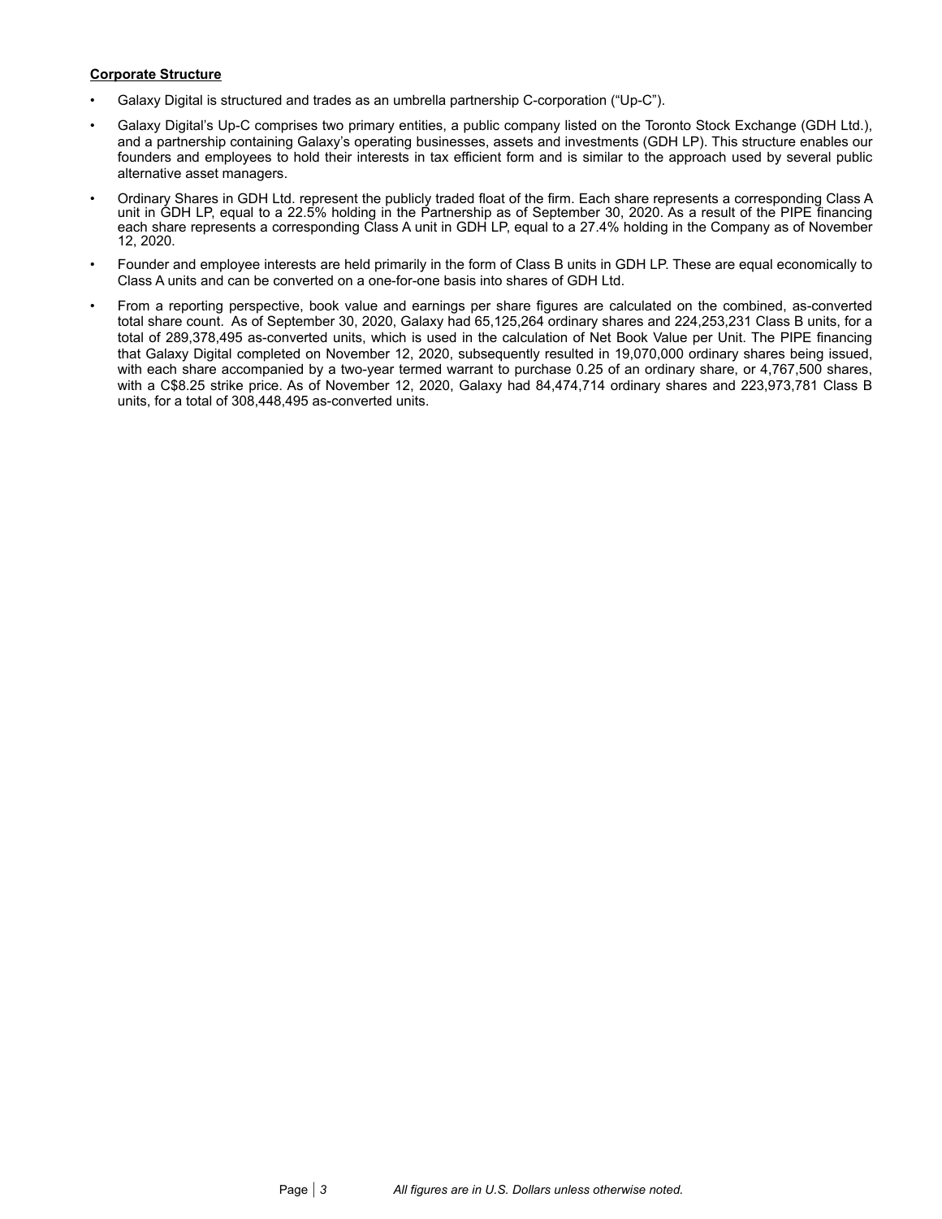**Corporate Structure**

- Galaxy Digital is structured and trades as an umbrella partnership C-corporation ("Up-C").
- Galaxy Digital's Up-C comprises two primary entities, a public company listed on the Toronto Stock Exchange (GDH Ltd.), and a partnership containing Galaxy's operating businesses, assets and investments (GDH LP). This structure enables our founders and employees to hold their interests in tax efficient form and is similar to the approach used by several public alternative asset managers.
- Ordinary Shares in GDH Ltd. represent the publicly traded float of the firm. Each share represents a corresponding Class A unit in GDH LP, equal to a 22.5% holding in the Partnership as of September 30, 2020. As a result of the PIPE financing each share represents a corresponding Class A unit in GDH LP, equal to a 27.4% holding in the Company as of November 12, 2020.
- Founder and employee interests are held primarily in the form of Class B units in GDH LP. These are equal economically to Class A units and can be converted on a one-for-one basis into shares of GDH Ltd.
- From a reporting perspective, book value and earnings per share figures are calculated on the combined, as-converted total share count. As of September 30, 2020, Galaxy had 65,125,264 ordinary shares and 224,253,231 Class B units, for a total of 289,378,495 as-converted units, which is used in the calculation of Net Book Value per Unit. The PIPE financing that Galaxy Digital completed on November 12, 2020, subsequently resulted in 19,070,000 ordinary shares being issued, with each share accompanied by a two-year termed warrant to purchase 0.25 of an ordinary share, or 4,767,500 shares, with a C$8.25 strike price. As of November 12, 2020, Galaxy had 84,474,714 ordinary shares and 223,973,781 Class B units, for a total of 308,448,495 as-converted units.

*All figures are in U.S. Dollars unless otherwise noted.*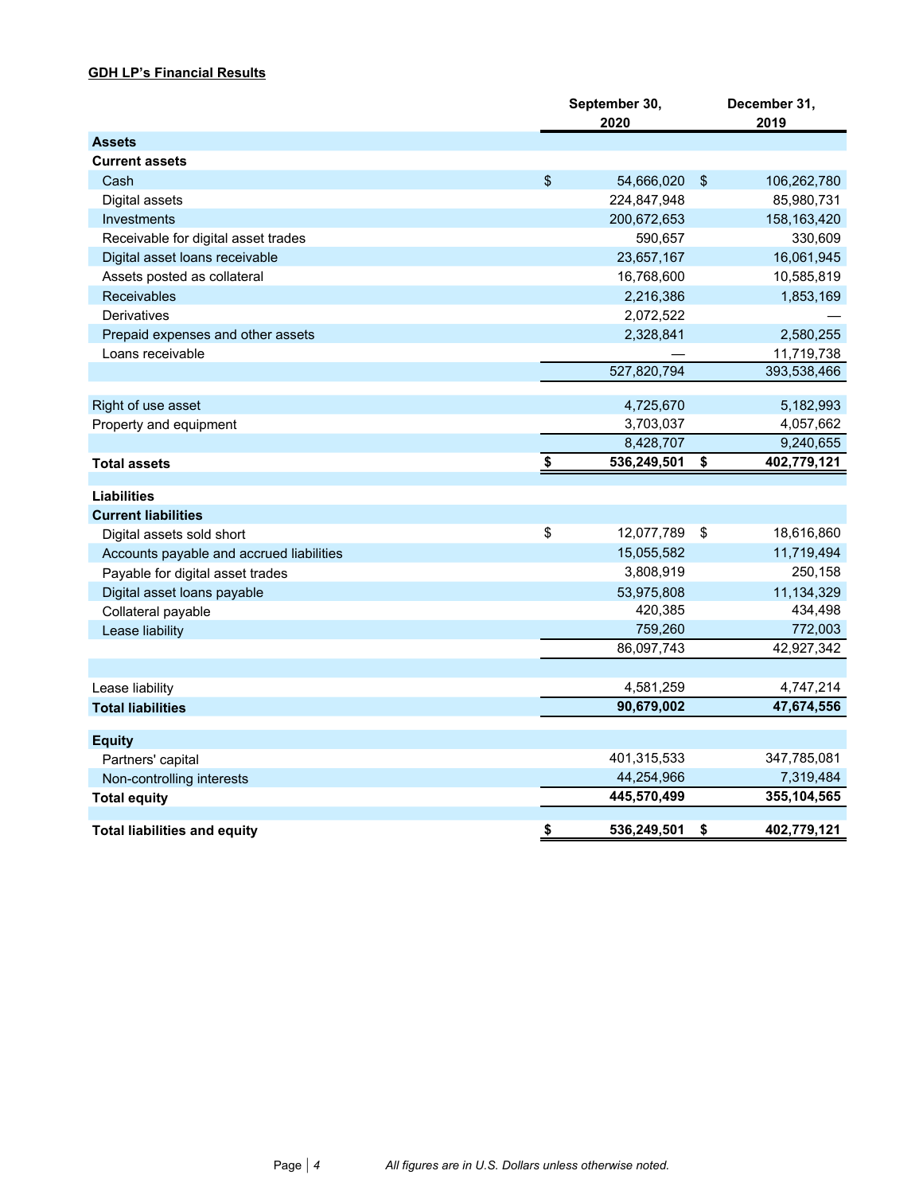**GDH LP's Financial Results**

| | September 30, 2020 | December 31, 2019 |
|---|---|---|
| **Assets** | | |
| **Current assets** | | |
| Cash | $ 54,666,020 | $ 106,262,780 |
| Digital assets | 224,847,948 | 85,980,731 |
| Investments | 200,672,653 | 158,163,420 |
| Receivable for digital asset trades | 590,657 | 330,609 |
| Digital asset loans receivable | 23,657,167 | 16,061,945 |
| Assets posted as collateral | 16,768,600 | 10,585,819 |
| Receivables | 2,216,386 | 1,853,169 |
| Derivatives | 2,072,522 | — |
| Prepaid expenses and other assets | 2,328,841 | 2,580,255 |
| Loans receivable | — | 11,719,738 |
| | 527,820,794 | 393,538,466 |
| | | |
| Right of use asset | 4,725,670 | 5,182,993 |
| Property and equipment | 3,703,037 | 4,057,662 |
| | 8,428,707 | 9,240,655 |
| **Total assets** | **$ 536,249,501** | **$ 402,779,121** |
| | | |
| **Liabilities** | | |
| **Current liabilities** | | |
| Digital assets sold short | $ 12,077,789 | $ 18,616,860 |
| Accounts payable and accrued liabilities | 15,055,582 | 11,719,494 |
| Payable for digital asset trades | 3,808,919 | 250,158 |
| Digital asset loans payable | 53,975,808 | 11,134,329 |
| Collateral payable | 420,385 | 434,498 |
| Lease liability | 759,260 | 772,003 |
| | 86,097,743 | 42,927,342 |
| | | |
| Lease liability | 4,581,259 | 4,747,214 |
| **Total liabilities** | **90,679,002** | **47,674,556** |
| | | |
| **Equity** | | |
| Partners' capital | 401,315,533 | 347,785,081 |
| Non-controlling interests | 44,254,966 | 7,319,484 |
| **Total equity** | **445,570,499** | **355,104,565** |
| | | |
| **Total liabilities and equity** | **$ 536,249,501** | **$ 402,779,121** |

*All figures are in U.S. Dollars unless otherwise noted.*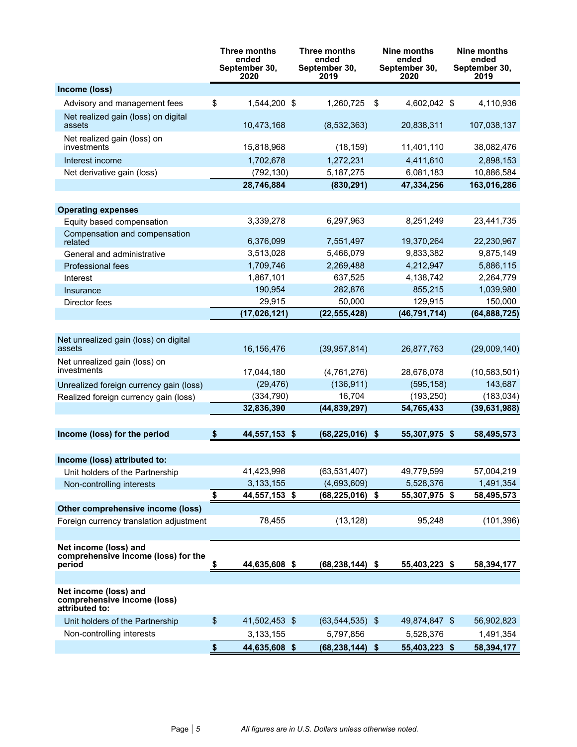| | Three months ended September 30, 2020 | Three months ended September 30, 2019 | Nine months ended September 30, 2020 | Nine months ended September 30, 2019 |
|---|---|---|---|---|
| **Income (loss)** | | | | |
| Advisory and management fees | $ 1,544,200 | $ 1,260,725 | $ 4,602,042 | $ 4,110,936 |
| Net realized gain (loss) on digital assets | 10,473,168 | (8,532,363) | 20,838,311 | 107,038,137 |
| Net realized gain (loss) on investments | 15,818,968 | (18,159) | 11,401,110 | 38,082,476 |
| Interest income | 1,702,678 | 1,272,231 | 4,411,610 | 2,898,153 |
| Net derivative gain (loss) | (792,130) | 5,187,275 | 6,081,183 | 10,886,584 |
| | **28,746,884** | **(830,291)** | **47,334,256** | **163,016,286** |
| **Operating expenses** | | | | |
| Equity based compensation | 3,339,278 | 6,297,963 | 8,251,249 | 23,441,735 |
| Compensation and compensation related | 6,376,099 | 7,551,497 | 19,370,264 | 22,230,967 |
| General and administrative | 3,513,028 | 5,466,079 | 9,833,382 | 9,875,149 |
| Professional fees | 1,709,746 | 2,269,488 | 4,212,947 | 5,886,115 |
| Interest | 1,867,101 | 637,525 | 4,138,742 | 2,264,779 |
| Insurance | 190,954 | 282,876 | 855,215 | 1,039,980 |
| Director fees | 29,915 | 50,000 | 129,915 | 150,000 |
| | **(17,026,121)** | **(22,555,428)** | **(46,791,714)** | **(64,888,725)** |
| Net unrealized gain (loss) on digital assets | 16,156,476 | (39,957,814) | 26,877,763 | (29,009,140) |
| Net unrealized gain (loss) on investments | 17,044,180 | (4,761,276) | 28,676,078 | (10,583,501) |
| Unrealized foreign currency gain (loss) | (29,476) | (136,911) | (595,158) | 143,687 |
| Realized foreign currency gain (loss) | (334,790) | 16,704 | (193,250) | (183,034) |
| | **32,836,390** | **(44,839,297)** | **54,765,433** | **(39,631,988)** |
| **Income (loss) for the period** | **$ 44,557,153** | **$ (68,225,016)** | **$ 55,307,975** | **$ 58,495,573** |
| **Income (loss) attributed to:** | | | | |
| Unit holders of the Partnership | 41,423,998 | (63,531,407) | 49,779,599 | 57,004,219 |
| Non-controlling interests | 3,133,155 | (4,693,609) | 5,528,376 | 1,491,354 |
| | **$ 44,557,153** | **$ (68,225,016)** | **$ 55,307,975** | **$ 58,495,573** |
| **Other comprehensive income (loss)** | | | | |
| Foreign currency translation adjustment | 78,455 | (13,128) | 95,248 | (101,396) |
| **Net income (loss) and comprehensive income (loss) for the period** | **$ 44,635,608** | **$ (68,238,144)** | **$ 55,403,223** | **$ 58,394,177** |
| **Net income (loss) and comprehensive income (loss) attributed to:** | | | | |
| Unit holders of the Partnership | $ 41,502,453 | $ (63,544,535) | $ 49,874,847 | $ 56,902,823 |
| Non-controlling interests | 3,133,155 | 5,797,856 | 5,528,376 | 1,491,354 |
| | **$ 44,635,608** | **$ (68,238,144)** | **$ 55,403,223** | **$ 58,394,177** |

*All figures are in U.S. Dollars unless otherwise noted.*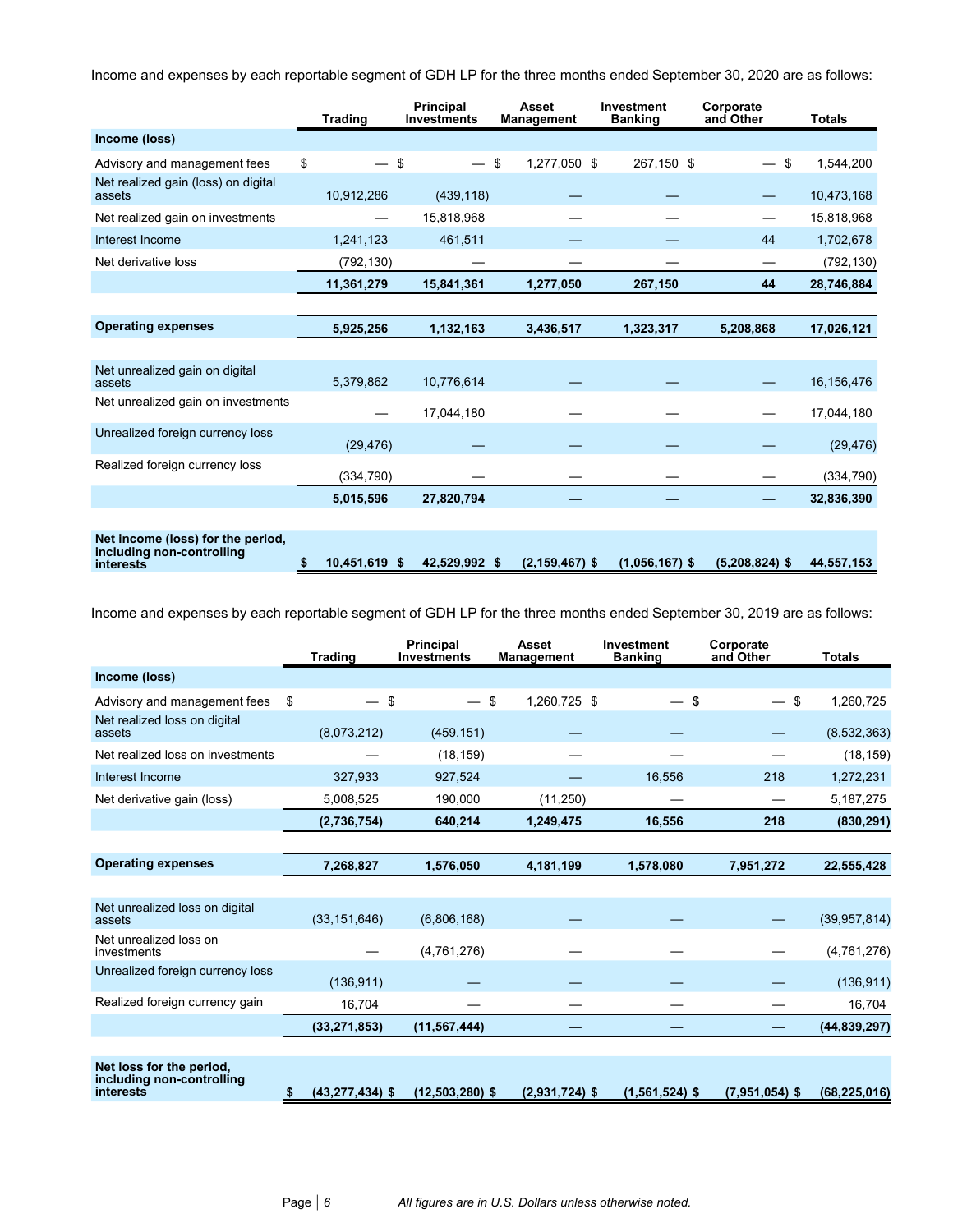Income and expenses by each reportable segment of GDH LP for the three months ended September 30, 2020 are as follows:

| | Trading | Principal Investments | Asset Management | Investment Banking | Corporate and Other | Totals |
|---|---|---|---|---|---|---|
| **Income (loss)** | | | | | | |
| Advisory and management fees | $ — | $ — | $ 1,277,050 | $ 267,150 | $ — | $ 1,544,200 |
| Net realized gain (loss) on digital assets | 10,912,286 | (439,118) | — | — | — | 10,473,168 |
| Net realized gain on investments | — | 15,818,968 | — | — | — | 15,818,968 |
| Interest Income | 1,241,123 | 461,511 | — | — | 44 | 1,702,678 |
| Net derivative loss | (792,130) | — | — | — | — | (792,130) |
| | **11,361,279** | **15,841,361** | **1,277,050** | **267,150** | **44** | **28,746,884** |
| **Operating expenses** | **5,925,256** | **1,132,163** | **3,436,517** | **1,323,317** | **5,208,868** | **17,026,121** |
| Net unrealized gain on digital assets | 5,379,862 | 10,776,614 | — | — | — | 16,156,476 |
| Net unrealized gain on investments | — | 17,044,180 | — | — | — | 17,044,180 |
| Unrealized foreign currency loss | (29,476) | — | — | — | — | (29,476) |
| Realized foreign currency loss | (334,790) | — | — | — | — | (334,790) |
| | **5,015,596** | **27,820,794** | **—** | **—** | **—** | **32,836,390** |
| **Net income (loss) for the period, including non-controlling interests** | **$ 10,451,619** | **$ 42,529,992** | **$ (2,159,467)** | **$ (1,056,167)** | **$ (5,208,824)** | **$ 44,557,153** |

Income and expenses by each reportable segment of GDH LP for the three months ended September 30, 2019 are as follows:

| | Trading | Principal Investments | Asset Management | Investment Banking | Corporate and Other | Totals |
|---|---|---|---|---|---|---|
| **Income (loss)** | | | | | | |
| Advisory and management fees | $ — | $ — | $ 1,260,725 | $ — | $ — | $ 1,260,725 |
| Net realized loss on digital assets | (8,073,212) | (459,151) | — | — | — | (8,532,363) |
| Net realized loss on investments | — | (18,159) | — | — | — | (18,159) |
| Interest Income | 327,933 | 927,524 | — | 16,556 | 218 | 1,272,231 |
| Net derivative gain (loss) | 5,008,525 | 190,000 | (11,250) | — | — | 5,187,275 |
| | **(2,736,754)** | **640,214** | **1,249,475** | **16,556** | **218** | **(830,291)** |
| **Operating expenses** | **7,268,827** | **1,576,050** | **4,181,199** | **1,578,080** | **7,951,272** | **22,555,428** |
| Net unrealized loss on digital assets | (33,151,646) | (6,806,168) | — | — | — | (39,957,814) |
| Net unrealized loss on investments | — | (4,761,276) | — | — | — | (4,761,276) |
| Unrealized foreign currency loss | (136,911) | — | — | — | — | (136,911) |
| Realized foreign currency gain | 16,704 | — | — | — | — | 16,704 |
| | **(33,271,853)** | **(11,567,444)** | **—** | **—** | **—** | **(44,839,297)** |
| **Net loss for the period, including non-controlling interests** | **$ (43,277,434)** | **$ (12,503,280)** | **$ (2,931,724)** | **$ (1,561,524)** | **$ (7,951,054)** | **$ (68,225,016)** |

*All figures are in U.S. Dollars unless otherwise noted.*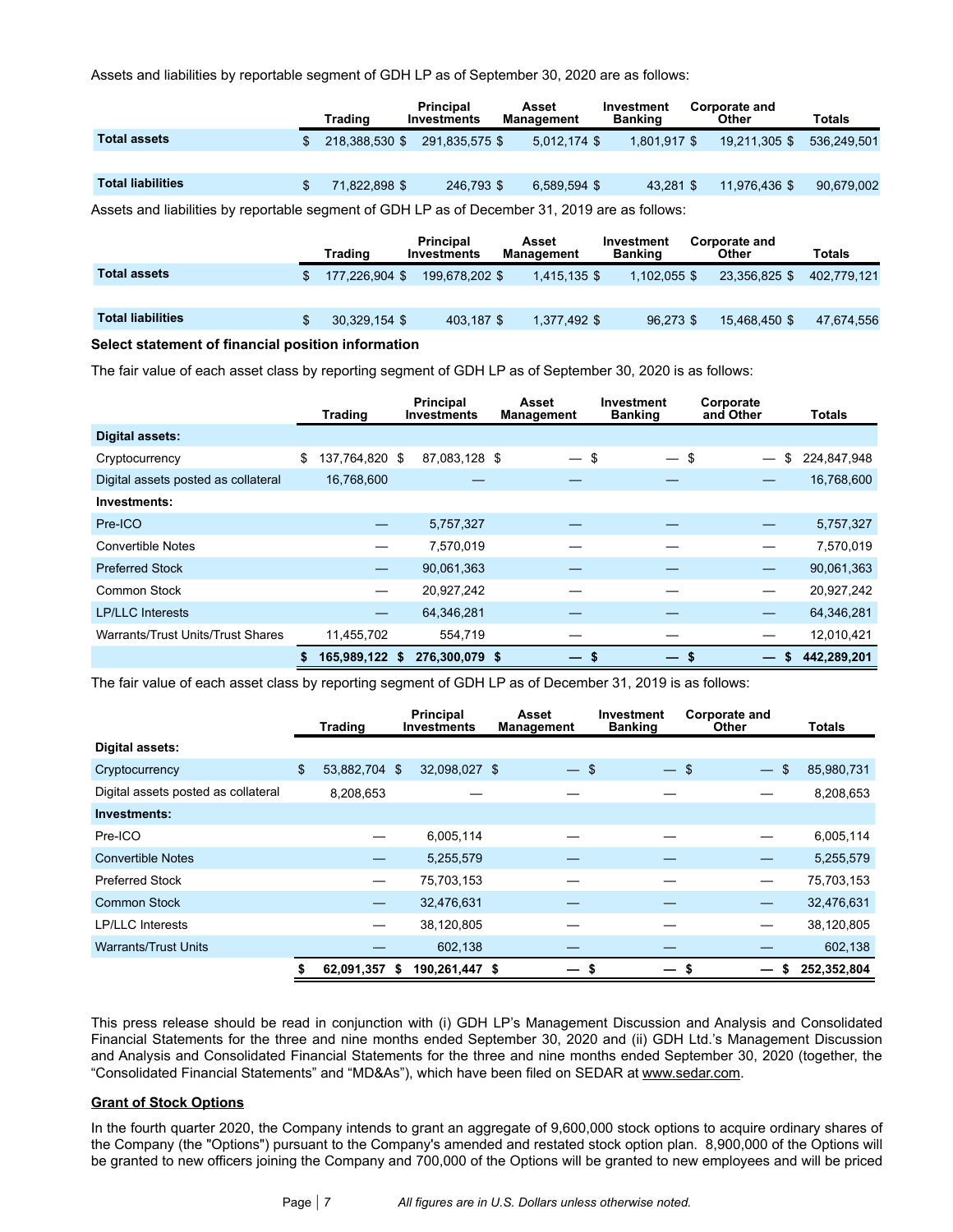Assets and liabilities by reportable segment of GDH LP as of September 30, 2020 are as follows:

| | Trading | Principal Investments | Asset Management | Investment Banking | Corporate and Other | Totals |
|---|---|---|---|---|---|---|
| **Total assets** | $ 218,388,530 | $ 291,835,575 | $ 5,012,174 | $ 1,801,917 | $ 19,211,305 | $ 536,249,501 |
| **Total liabilities** | $ 71,822,898 | $ 246,793 | $ 6,589,594 | $ 43,281 | $ 11,976,436 | $ 90,679,002 |

Assets and liabilities by reportable segment of GDH LP as of December 31, 2019 are as follows:

| | Trading | Principal Investments | Asset Management | Investment Banking | Corporate and Other | Totals |
|---|---|---|---|---|---|---|
| **Total assets** | $ 177,226,904 | $ 199,678,202 | $ 1,415,135 | $ 1,102,055 | $ 23,356,825 | $ 402,779,121 |
| **Total liabilities** | $ 30,329,154 | $ 403,187 | $ 1,377,492 | $ 96,273 | $ 15,468,450 | $ 47,674,556 |

**Select statement of financial position information**

The fair value of each asset class by reporting segment of GDH LP as of September 30, 2020 is as follows:

| | Trading | Principal Investments | Asset Management | Investment Banking | Corporate and Other | Totals |
|---|---|---|---|---|---|---|
| **Digital assets:** | | | | | | |
| Cryptocurrency | $ 137,764,820 | $ 87,083,128 | $ — | $ — | $ — | $ 224,847,948 |
| Digital assets posted as collateral | 16,768,600 | — | — | — | — | 16,768,600 |
| **Investments:** | | | | | | |
| Pre-ICO | — | 5,757,327 | — | — | — | 5,757,327 |
| Convertible Notes | — | 7,570,019 | — | — | — | 7,570,019 |
| Preferred Stock | — | 90,061,363 | — | — | — | 90,061,363 |
| Common Stock | — | 20,927,242 | — | — | — | 20,927,242 |
| LP/LLC Interests | — | 64,346,281 | — | — | — | 64,346,281 |
| Warrants/Trust Units/Trust Shares | 11,455,702 | 554,719 | — | — | — | 12,010,421 |
| | **$ 165,989,122** | **$ 276,300,079** | **$ —** | **$ —** | **$ —** | **$ 442,289,201** |

The fair value of each asset class by reporting segment of GDH LP as of December 31, 2019 is as follows:

| | Trading | Principal Investments | Asset Management | Investment Banking | Corporate and Other | Totals |
|---|---|---|---|---|---|---|
| **Digital assets:** | | | | | | |
| Cryptocurrency | $ 53,882,704 | $ 32,098,027 | $ — | $ — | $ — | $ 85,980,731 |
| Digital assets posted as collateral | 8,208,653 | — | — | — | — | 8,208,653 |
| **Investments:** | | | | | | |
| Pre-ICO | — | 6,005,114 | — | — | — | 6,005,114 |
| Convertible Notes | — | 5,255,579 | — | — | — | 5,255,579 |
| Preferred Stock | — | 75,703,153 | — | — | — | 75,703,153 |
| Common Stock | — | 32,476,631 | — | — | — | 32,476,631 |
| LP/LLC Interests | — | 38,120,805 | — | — | — | 38,120,805 |
| Warrants/Trust Units | — | 602,138 | — | — | — | 602,138 |
| | **$ 62,091,357** | **$ 190,261,447** | **$ —** | **$ —** | **$ —** | **$ 252,352,804** |

This press release should be read in conjunction with (i) GDH LP's Management Discussion and Analysis and Consolidated Financial Statements for the three and nine months ended September 30, 2020 and (ii) GDH Ltd.'s Management Discussion and Analysis and Consolidated Financial Statements for the three and nine months ended September 30, 2020 (together, the "Consolidated Financial Statements" and "MD&As"), which have been filed on SEDAR at www.sedar.com.

**Grant of Stock Options**

In the fourth quarter 2020, the Company intends to grant an aggregate of 9,600,000 stock options to acquire ordinary shares of the Company (the "Options") pursuant to the Company's amended and restated stock option plan. 8,900,000 of the Options will be granted to new officers joining the Company and 700,000 of the Options will be granted to new employees and will be priced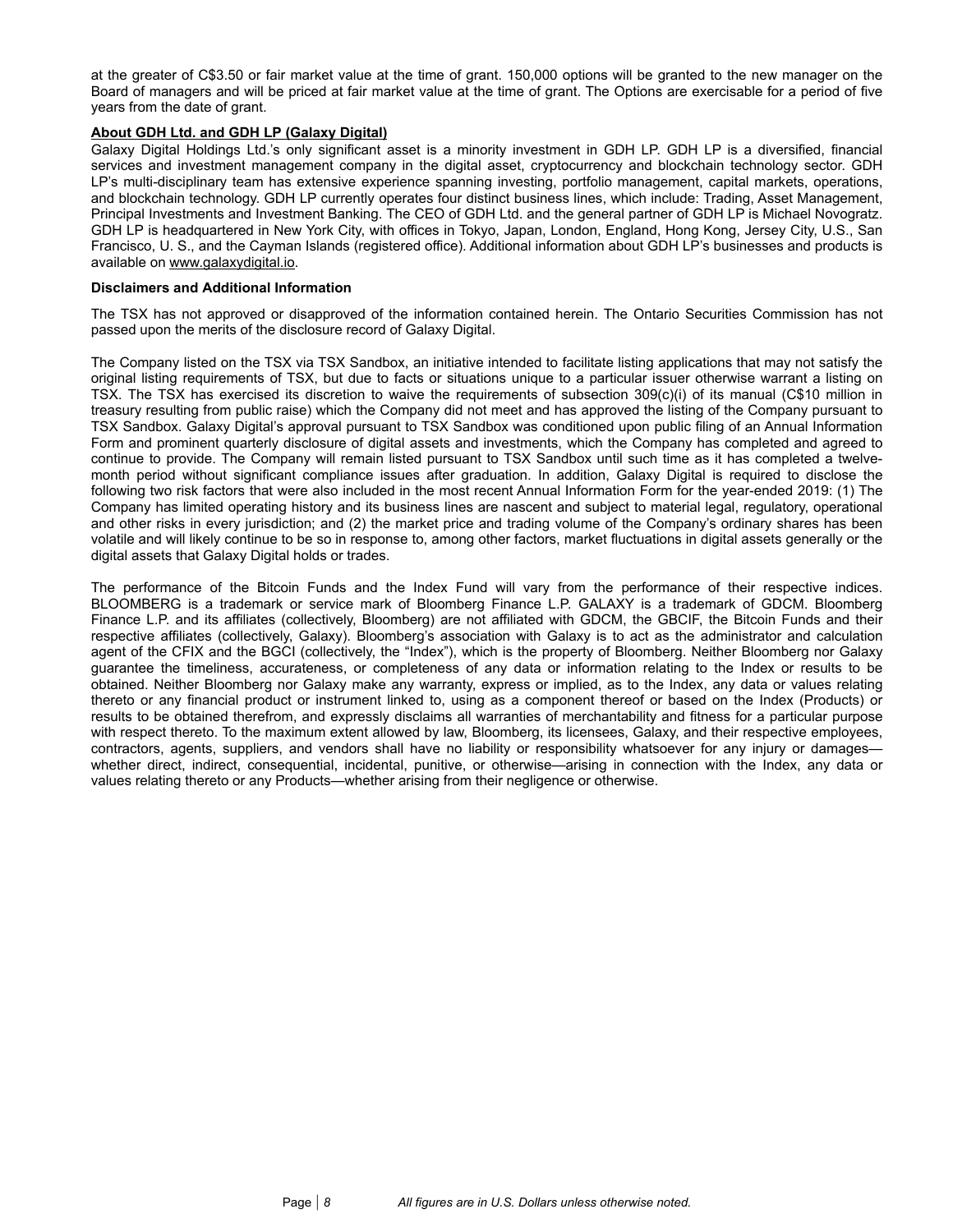at the greater of C$3.50 or fair market value at the time of grant. 150,000 options will be granted to the new manager on the Board of managers and will be priced at fair market value at the time of grant. The Options are exercisable for a period of five years from the date of grant.

**About GDH Ltd. and GDH LP (Galaxy Digital)**

Galaxy Digital Holdings Ltd.'s only significant asset is a minority investment in GDH LP. GDH LP is a diversified, financial services and investment management company in the digital asset, cryptocurrency and blockchain technology sector. GDH LP's multi-disciplinary team has extensive experience spanning investing, portfolio management, capital markets, operations, and blockchain technology. GDH LP currently operates four distinct business lines, which include: Trading, Asset Management, Principal Investments and Investment Banking. The CEO of GDH Ltd. and the general partner of GDH LP is Michael Novogratz. GDH LP is headquartered in New York City, with offices in Tokyo, Japan, London, England, Hong Kong, Jersey City, U.S., San Francisco, U. S., and the Cayman Islands (registered office). Additional information about GDH LP's businesses and products is available on www.galaxydigital.io.

**Disclaimers and Additional Information**

The TSX has not approved or disapproved of the information contained herein. The Ontario Securities Commission has not passed upon the merits of the disclosure record of Galaxy Digital.

The Company listed on the TSX via TSX Sandbox, an initiative intended to facilitate listing applications that may not satisfy the original listing requirements of TSX, but due to facts or situations unique to a particular issuer otherwise warrant a listing on TSX. The TSX has exercised its discretion to waive the requirements of subsection 309(c)(i) of its manual (C$10 million in treasury resulting from public raise) which the Company did not meet and has approved the listing of the Company pursuant to TSX Sandbox. Galaxy Digital's approval pursuant to TSX Sandbox was conditioned upon public filing of an Annual Information Form and prominent quarterly disclosure of digital assets and investments, which the Company has completed and agreed to continue to provide. The Company will remain listed pursuant to TSX Sandbox until such time as it has completed a twelve-month period without significant compliance issues after graduation. In addition, Galaxy Digital is required to disclose the following two risk factors that were also included in the most recent Annual Information Form for the year-ended 2019: (1) The Company has limited operating history and its business lines are nascent and subject to material legal, regulatory, operational and other risks in every jurisdiction; and (2) the market price and trading volume of the Company's ordinary shares has been volatile and will likely continue to be so in response to, among other factors, market fluctuations in digital assets generally or the digital assets that Galaxy Digital holds or trades.

The performance of the Bitcoin Funds and the Index Fund will vary from the performance of their respective indices. BLOOMBERG is a trademark or service mark of Bloomberg Finance L.P. GALAXY is a trademark of GDCM. Bloomberg Finance L.P. and its affiliates (collectively, Bloomberg) are not affiliated with GDCM, the GBCIF, the Bitcoin Funds and their respective affiliates (collectively, Galaxy). Bloomberg's association with Galaxy is to act as the administrator and calculation agent of the CFIX and the BGCI (collectively, the "Index"), which is the property of Bloomberg. Neither Bloomberg nor Galaxy guarantee the timeliness, accurateness, or completeness of any data or information relating to the Index or results to be obtained. Neither Bloomberg nor Galaxy make any warranty, express or implied, as to the Index, any data or values relating thereto or any financial product or instrument linked to, using as a component thereof or based on the Index (Products) or results to be obtained therefrom, and expressly disclaims all warranties of merchantability and fitness for a particular purpose with respect thereto. To the maximum extent allowed by law, Bloomberg, its licensees, Galaxy, and their respective employees, contractors, agents, suppliers, and vendors shall have no liability or responsibility whatsoever for any injury or damages—whether direct, indirect, consequential, incidental, punitive, or otherwise—arising in connection with the Index, any data or values relating thereto or any Products—whether arising from their negligence or otherwise.

*All figures are in U.S. Dollars unless otherwise noted.*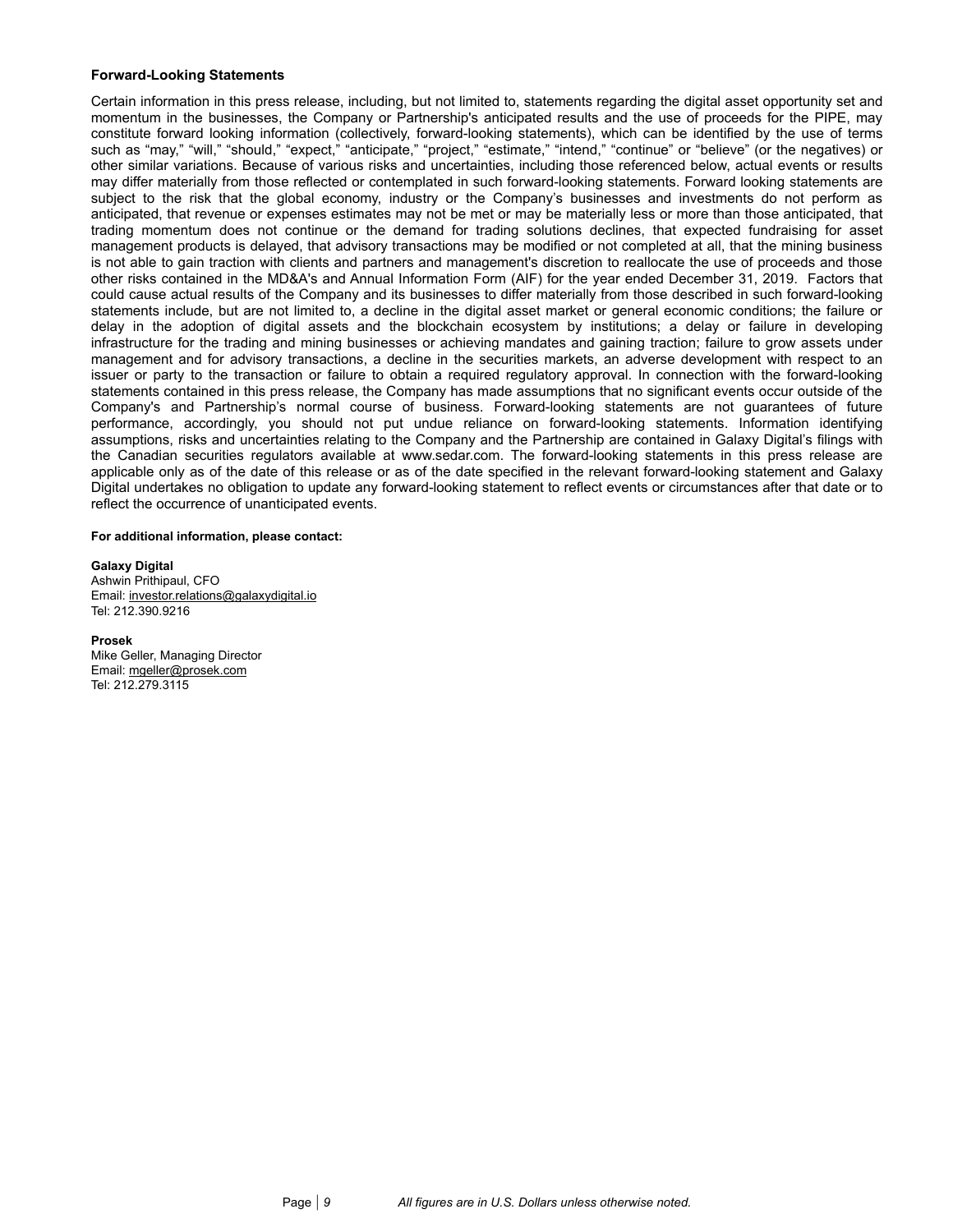**Forward-Looking Statements**

Certain information in this press release, including, but not limited to, statements regarding the digital asset opportunity set and momentum in the businesses, the Company or Partnership's anticipated results and the use of proceeds for the PIPE, may constitute forward looking information (collectively, forward-looking statements), which can be identified by the use of terms such as “may,” “will,” “should,” “expect,” “anticipate,” “project,” “estimate,” “intend,” “continue” or “believe” (or the negatives) or other similar variations. Because of various risks and uncertainties, including those referenced below, actual events or results may differ materially from those reflected or contemplated in such forward-looking statements. Forward looking statements are subject to the risk that the global economy, industry or the Company’s businesses and investments do not perform as anticipated, that revenue or expenses estimates may not be met or may be materially less or more than those anticipated, that trading momentum does not continue or the demand for trading solutions declines, that expected fundraising for asset management products is delayed, that advisory transactions may be modified or not completed at all, that the mining business is not able to gain traction with clients and partners and management's discretion to reallocate the use of proceeds and those other risks contained in the MD&A's and Annual Information Form (AIF) for the year ended December 31, 2019. Factors that could cause actual results of the Company and its businesses to differ materially from those described in such forward-looking statements include, but are not limited to, a decline in the digital asset market or general economic conditions; the failure or delay in the adoption of digital assets and the blockchain ecosystem by institutions; a delay or failure in developing infrastructure for the trading and mining businesses or achieving mandates and gaining traction; failure to grow assets under management and for advisory transactions, a decline in the securities markets, an adverse development with respect to an issuer or party to the transaction or failure to obtain a required regulatory approval. In connection with the forward-looking statements contained in this press release, the Company has made assumptions that no significant events occur outside of the Company's and Partnership’s normal course of business. Forward-looking statements are not guarantees of future performance, accordingly, you should not put undue reliance on forward-looking statements. Information identifying assumptions, risks and uncertainties relating to the Company and the Partnership are contained in Galaxy Digital’s filings with the Canadian securities regulators available at www.sedar.com. The forward-looking statements in this press release are applicable only as of the date of this release or as of the date specified in the relevant forward-looking statement and Galaxy Digital undertakes no obligation to update any forward-looking statement to reflect events or circumstances after that date or to reflect the occurrence of unanticipated events.

**For additional information, please contact:**

**Galaxy Digital**
Ashwin Prithipaul, CFO
Email: investor.relations@galaxydigital.io
Tel: 212.390.9216

**Prosek**
Mike Geller, Managing Director
Email: mgeller@prosek.com
Tel: 212.279.3115

*All figures are in U.S. Dollars unless otherwise noted.*